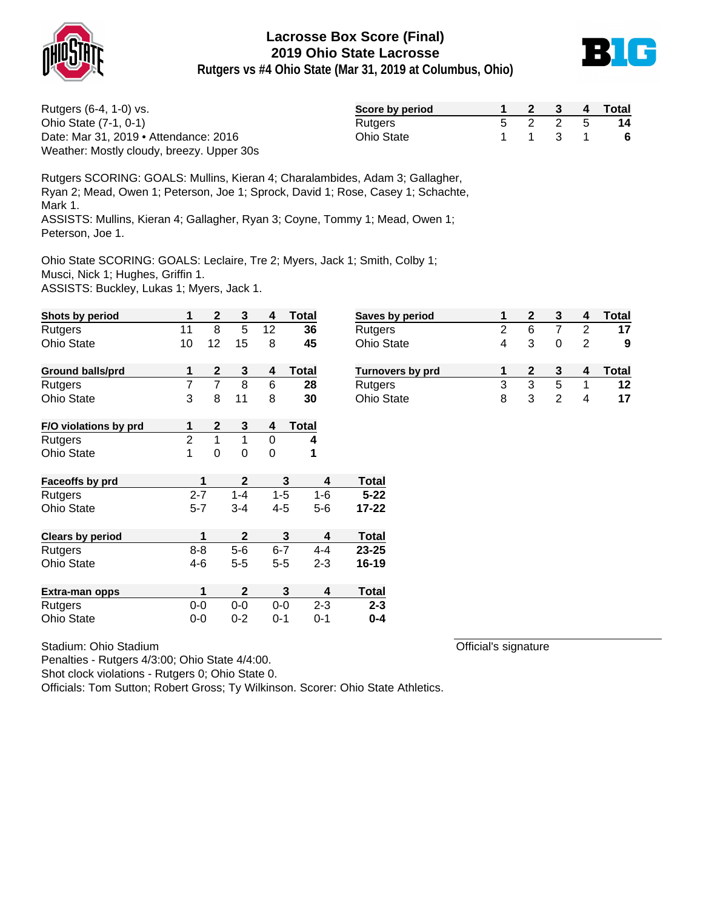# Lacrosse Box Score (Final)
## 2019 Ohio State Lacrosse
### Rutgers vs #4 Ohio State (Mar 31, 2019 at Columbus, Ohio)

Rutgers (6-4, 1-0) vs.
Ohio State (7-1, 0-1)
Date: Mar 31, 2019 • Attendance: 2016
Weather: Mostly cloudy, breezy. Upper 30s

| Score by period | 1 | 2 | 3 | 4 | Total |
|---|---|---|---|---|---|
| Rutgers | 5 | 2 | 2 | 5 | **14** |
| Ohio State | 1 | 1 | 3 | 1 | **6** |

Rutgers SCORING: GOALS: Mullins, Kieran 4; Charalambides, Adam 3; Gallagher, Ryan 2; Mead, Owen 1; Peterson, Joe 1; Sprock, David 1; Rose, Casey 1; Schachte, Mark 1.
ASSISTS: Mullins, Kieran 4; Gallagher, Ryan 3; Coyne, Tommy 1; Mead, Owen 1; Peterson, Joe 1.

Ohio State SCORING: GOALS: Leclaire, Tre 2; Myers, Jack 1; Smith, Colby 1; Musci, Nick 1; Hughes, Griffin 1.
ASSISTS: Buckley, Lukas 1; Myers, Jack 1.

| Shots by period | 1 | 2 | 3 | 4 | Total |
|---|---|---|---|---|---|
| Rutgers | 11 | 8 | 5 | 12 | **36** |
| Ohio State | 10 | 12 | 15 | 8 | **45** |

| Saves by period | 1 | 2 | 3 | 4 | Total |
|---|---|---|---|---|---|
| Rutgers | 2 | 6 | 7 | 2 | **17** |
| Ohio State | 4 | 3 | 0 | 2 | **9** |

| Ground balls/prd | 1 | 2 | 3 | 4 | Total |
|---|---|---|---|---|---|
| Rutgers | 7 | 7 | 8 | 6 | **28** |
| Ohio State | 3 | 8 | 11 | 8 | **30** |

| Turnovers by prd | 1 | 2 | 3 | 4 | Total |
|---|---|---|---|---|---|
| Rutgers | 3 | 3 | 5 | 1 | **12** |
| Ohio State | 8 | 3 | 2 | 4 | **17** |

| F/O violations by prd | 1 | 2 | 3 | 4 | Total |
|---|---|---|---|---|---|
| Rutgers | 2 | 1 | 1 | 0 | **4** |
| Ohio State | 1 | 0 | 0 | 0 | **1** |

| Faceoffs by prd | 1 | 2 | 3 | 4 | Total |
|---|---|---|---|---|---|
| Rutgers | 2-7 | 1-4 | 1-5 | 1-6 | **5-22** |
| Ohio State | 5-7 | 3-4 | 4-5 | 5-6 | **17-22** |

| Clears by period | 1 | 2 | 3 | 4 | Total |
|---|---|---|---|---|---|
| Rutgers | 8-8 | 5-6 | 6-7 | 4-4 | **23-25** |
| Ohio State | 4-6 | 5-5 | 5-5 | 2-3 | **16-19** |

| Extra-man opps | 1 | 2 | 3 | 4 | Total |
|---|---|---|---|---|---|
| Rutgers | 0-0 | 0-0 | 0-0 | 2-3 | **2-3** |
| Ohio State | 0-0 | 0-2 | 0-1 | 0-1 | **0-4** |

Stadium: Ohio Stadium
Penalties - Rutgers 4/3:00; Ohio State 4/4:00.
Shot clock violations - Rutgers 0; Ohio State 0.
Officials: Tom Sutton; Robert Gross; Ty Wilkinson. Scorer: Ohio State Athletics.

Official's signature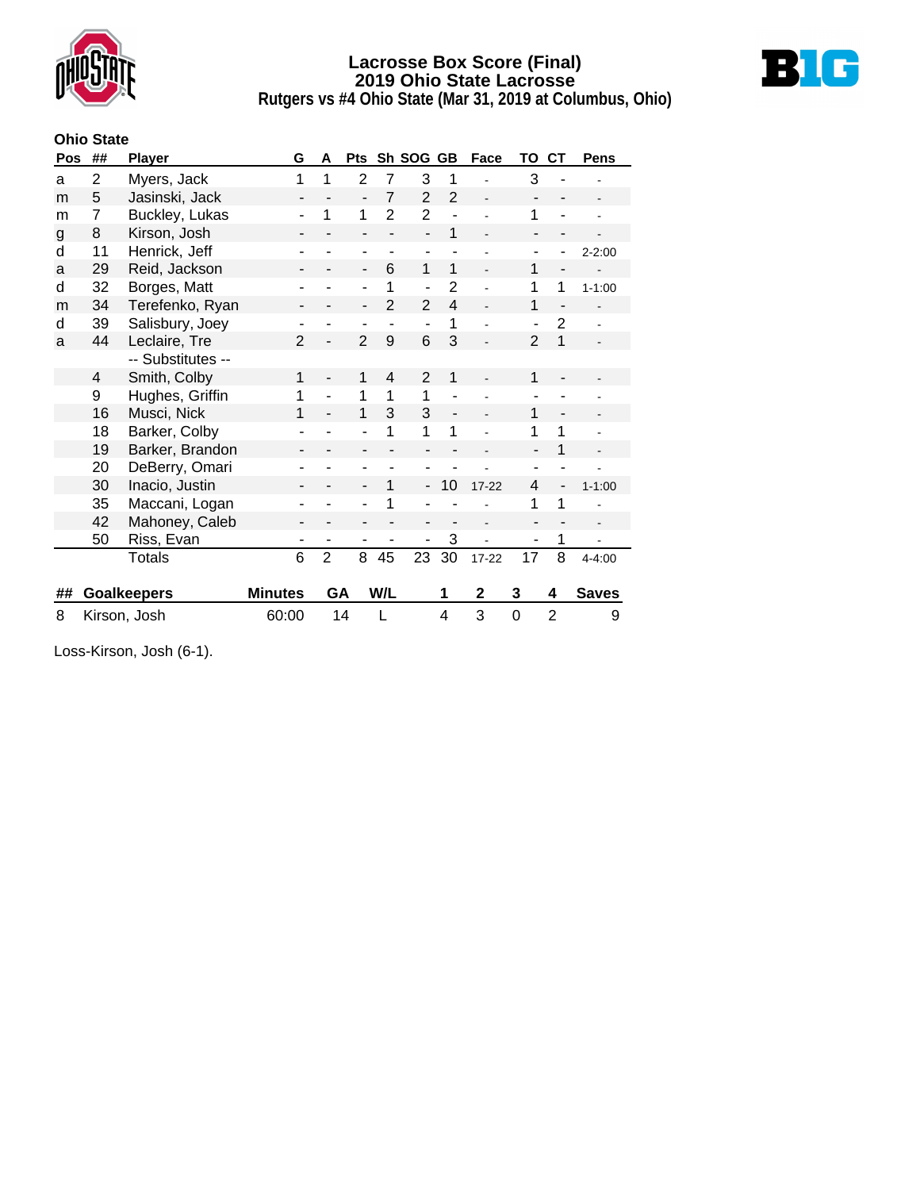# Lacrosse Box Score (Final)
## 2019 Ohio State Lacrosse
### Rutgers vs #4 Ohio State (Mar 31, 2019 at Columbus, Ohio)

**Ohio State**

| Pos | ## | Player | G | A | Pts | Sh | SOG | GB | Face | TO | CT | Pens |
|---|---|---|---|---|---|---|---|---|---|---|---|---|
| a | 2 | Myers, Jack | 1 | 1 | 2 | 7 | 3 | 1 | - | 3 | - | - |
| m | 5 | Jasinski, Jack | - | - | - | 7 | 2 | 2 | - | - | - | - |
| m | 7 | Buckley, Lukas | - | 1 | 1 | 2 | 2 | - | - | 1 | - | - |
| g | 8 | Kirson, Josh | - | - | - | - | - | 1 | - | - | - | - |
| d | 11 | Henrick, Jeff | - | - | - | - | - | - | - | - | - | 2-2:00 |
| a | 29 | Reid, Jackson | - | - | - | 6 | 1 | 1 | - | 1 | - | - |
| d | 32 | Borges, Matt | - | - | - | 1 | - | 2 | - | 1 | 1 | 1-1:00 |
| m | 34 | Terefenko, Ryan | - | - | - | 2 | 2 | 4 | - | 1 | - | - |
| d | 39 | Salisbury, Joey | - | - | - | - | - | 1 | - | - | 2 | - |
| a | 44 | Leclaire, Tre | 2 | - | 2 | 9 | 6 | 3 | - | 2 | 1 | - |
| | | -- Substitutes -- | | | | | | | | | | |
| | 4 | Smith, Colby | 1 | - | 1 | 4 | 2 | 1 | - | 1 | - | - |
| | 9 | Hughes, Griffin | 1 | - | 1 | 1 | 1 | - | - | - | - | - |
| | 16 | Musci, Nick | 1 | - | 1 | 3 | 3 | - | - | 1 | - | - |
| | 18 | Barker, Colby | - | - | - | 1 | 1 | 1 | - | 1 | 1 | - |
| | 19 | Barker, Brandon | - | - | - | - | - | - | - | - | 1 | - |
| | 20 | DeBerry, Omari | - | - | - | - | - | - | - | - | - | - |
| | 30 | Inacio, Justin | - | - | - | 1 | - | 10 | 17-22 | 4 | - | 1-1:00 |
| | 35 | Maccani, Logan | - | - | - | 1 | - | - | - | 1 | 1 | - |
| | 42 | Mahoney, Caleb | - | - | - | - | - | - | - | - | - | - |
| | 50 | Riss, Evan | - | - | - | - | - | 3 | - | - | 1 | - |
| | | Totals | 6 | 2 | 8 | 45 | 23 | 30 | 17-22 | 17 | 8 | 4-4:00 |

| ## | Goalkeepers | Minutes | GA | W/L | 1 | 2 | 3 | 4 | Saves |
|---|---|---|---|---|---|---|---|---|---|
| 8 | Kirson, Josh | 60:00 | 14 | L | 4 | 3 | 0 | 2 | 9 |

Loss-Kirson, Josh (6-1).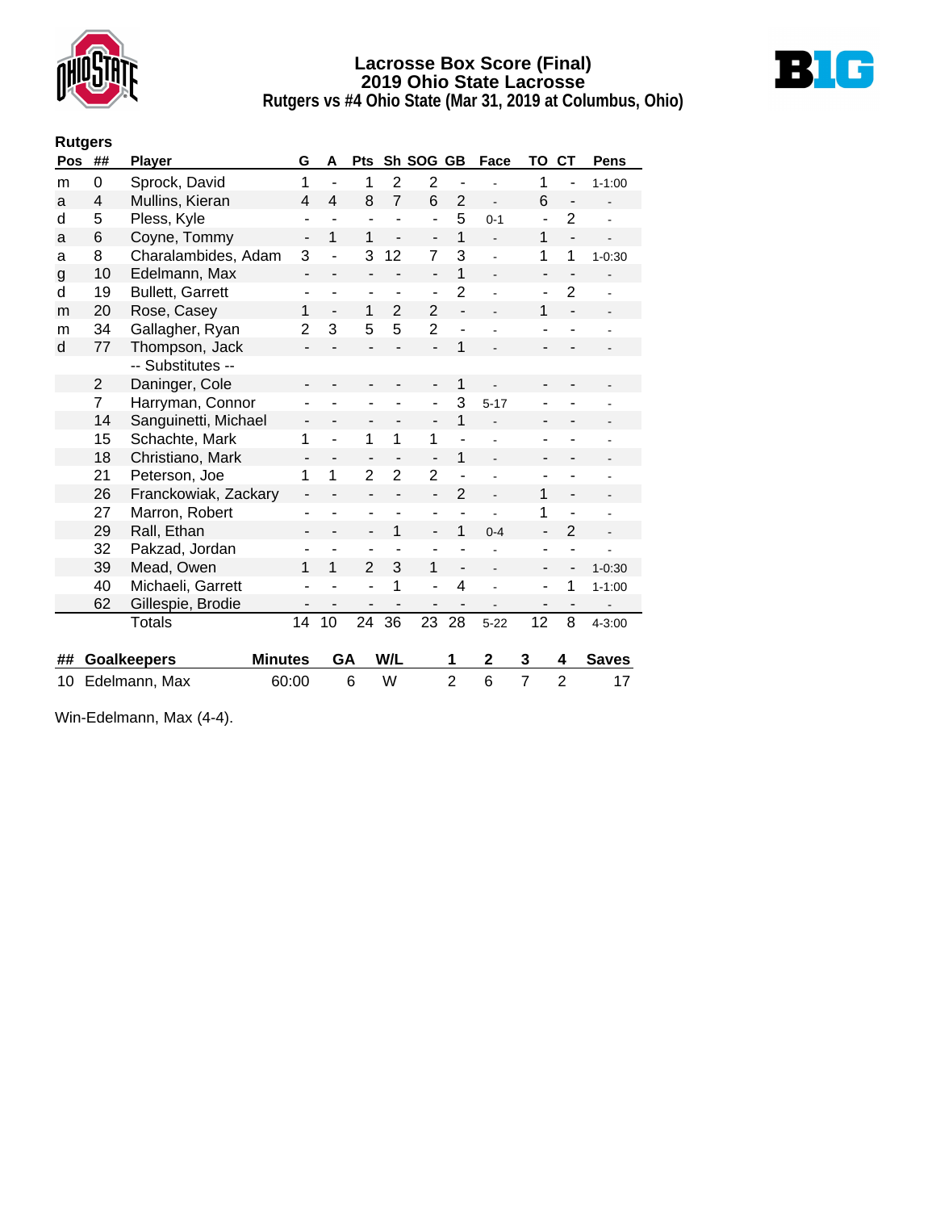# Lacrosse Box Score (Final)
## 2019 Ohio State Lacrosse
### Rutgers vs #4 Ohio State (Mar 31, 2019 at Columbus, Ohio)

**Rutgers**

| Pos | ## | Player | G | A | Pts | Sh | SOG | GB | Face | TO | CT | Pens |
|---|---|---|---|---|---|---|---|---|---|---|---|---|
| m | 0 | Sprock, David | 1 | - | 1 | 2 | 2 | - | - | 1 | - | 1-1:00 |
| a | 4 | Mullins, Kieran | 4 | 4 | 8 | 7 | 6 | 2 | - | 6 | - | - |
| d | 5 | Pless, Kyle | - | - | - | - | - | 5 | 0-1 | - | 2 | - |
| a | 6 | Coyne, Tommy | - | 1 | 1 | - | - | 1 | - | 1 | - | - |
| a | 8 | Charalambides, Adam | 3 | - | 3 | 12 | 7 | 3 | - | 1 | 1 | 1-0:30 |
| g | 10 | Edelmann, Max | - | - | - | - | - | 1 | - | - | - | - |
| d | 19 | Bullett, Garrett | - | - | - | - | - | 2 | - | - | 2 | - |
| m | 20 | Rose, Casey | 1 | - | 1 | 2 | 2 | - | - | 1 | - | - |
| m | 34 | Gallagher, Ryan | 2 | 3 | 5 | 5 | 2 | - | - | - | - | - |
| d | 77 | Thompson, Jack | - | - | - | - | - | 1 | - | - | - | - |
| | | -- Substitutes -- | | | | | | | | | | |
| | 2 | Daninger, Cole | - | - | - | - | - | 1 | - | - | - | - |
| | 7 | Harryman, Connor | - | - | - | - | - | 3 | 5-17 | - | - | - |
| | 14 | Sanguinetti, Michael | - | - | - | - | - | 1 | - | - | - | - |
| | 15 | Schachte, Mark | 1 | - | 1 | 1 | 1 | - | - | - | - | - |
| | 18 | Christiano, Mark | - | - | - | - | - | 1 | - | - | - | - |
| | 21 | Peterson, Joe | 1 | 1 | 2 | 2 | 2 | - | - | - | - | - |
| | 26 | Franckowiak, Zackary | - | - | - | - | - | 2 | - | 1 | - | - |
| | 27 | Marron, Robert | - | - | - | - | - | - | - | 1 | - | - |
| | 29 | Rall, Ethan | - | - | - | 1 | - | 1 | 0-4 | - | 2 | - |
| | 32 | Pakzad, Jordan | - | - | - | - | - | - | - | - | - | - |
| | 39 | Mead, Owen | 1 | 1 | 2 | 3 | 1 | - | - | - | - | 1-0:30 |
| | 40 | Michaeli, Garrett | - | - | - | 1 | - | 4 | - | - | 1 | 1-1:00 |
| | 62 | Gillespie, Brodie | - | - | - | - | - | - | - | - | - | - |
| | | Totals | 14 | 10 | 24 | 36 | 23 | 28 | 5-22 | 12 | 8 | 4-3:00 |

| ## | Goalkeepers | Minutes | GA | W/L | 1 | 2 | 3 | 4 | Saves |
|---|---|---|---|---|---|---|---|---|---|
| 10 | Edelmann, Max | 60:00 | 6 | W | 2 | 6 | 7 | 2 | 17 |

Win-Edelmann, Max (4-4).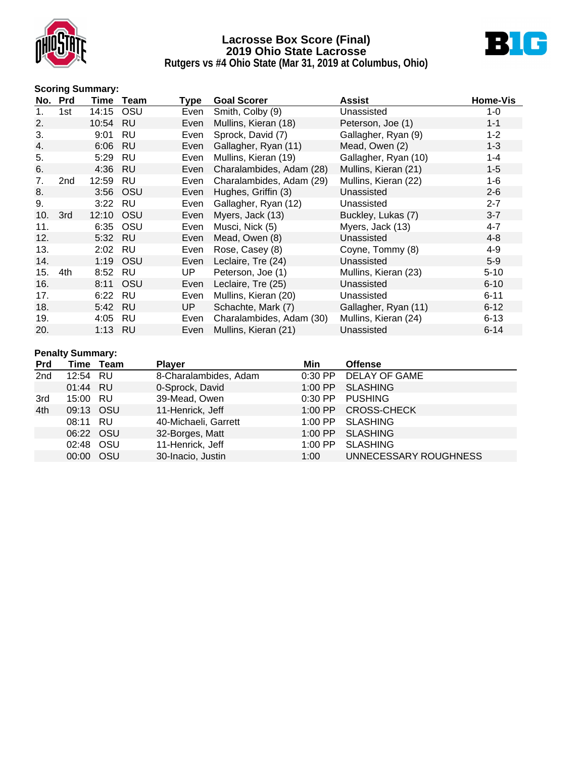# Lacrosse Box Score (Final)
## 2019 Ohio State Lacrosse
### Rutgers vs #4 Ohio State (Mar 31, 2019 at Columbus, Ohio)

**Scoring Summary:**

| No. | Prd | Time | Team | Type | Goal Scorer | Assist | Home-Vis |
|---|---|---|---|---|---|---|---|
| 1. | 1st | 14:15 | OSU | Even | Smith, Colby (9) | Unassisted | 1-0 |
| 2. | | 10:54 | RU | Even | Mullins, Kieran (18) | Peterson, Joe (1) | 1-1 |
| 3. | | 9:01 | RU | Even | Sprock, David (7) | Gallagher, Ryan (9) | 1-2 |
| 4. | | 6:06 | RU | Even | Gallagher, Ryan (11) | Mead, Owen (2) | 1-3 |
| 5. | | 5:29 | RU | Even | Mullins, Kieran (19) | Gallagher, Ryan (10) | 1-4 |
| 6. | | 4:36 | RU | Even | Charalambides, Adam (28) | Mullins, Kieran (21) | 1-5 |
| 7. | 2nd | 12:59 | RU | Even | Charalambides, Adam (29) | Mullins, Kieran (22) | 1-6 |
| 8. | | 3:56 | OSU | Even | Hughes, Griffin (3) | Unassisted | 2-6 |
| 9. | | 3:22 | RU | Even | Gallagher, Ryan (12) | Unassisted | 2-7 |
| 10. | 3rd | 12:10 | OSU | Even | Myers, Jack (13) | Buckley, Lukas (7) | 3-7 |
| 11. | | 6:35 | OSU | Even | Musci, Nick (5) | Myers, Jack (13) | 4-7 |
| 12. | | 5:32 | RU | Even | Mead, Owen (8) | Unassisted | 4-8 |
| 13. | | 2:02 | RU | Even | Rose, Casey (8) | Coyne, Tommy (8) | 4-9 |
| 14. | | 1:19 | OSU | Even | Leclaire, Tre (24) | Unassisted | 5-9 |
| 15. | 4th | 8:52 | RU | UP | Peterson, Joe (1) | Mullins, Kieran (23) | 5-10 |
| 16. | | 8:11 | OSU | Even | Leclaire, Tre (25) | Unassisted | 6-10 |
| 17. | | 6:22 | RU | Even | Mullins, Kieran (20) | Unassisted | 6-11 |
| 18. | | 5:42 | RU | UP | Schachte, Mark (7) | Gallagher, Ryan (11) | 6-12 |
| 19. | | 4:05 | RU | Even | Charalambides, Adam (30) | Mullins, Kieran (24) | 6-13 |
| 20. | | 1:13 | RU | Even | Mullins, Kieran (21) | Unassisted | 6-14 |

**Penalty Summary:**

| Prd | Time | Team | Player | Min | Offense |
|---|---|---|---|---|---|
| 2nd | 12:54 | RU | 8-Charalambides, Adam | 0:30 PP | DELAY OF GAME |
| | 01:44 | RU | 0-Sprock, David | 1:00 PP | SLASHING |
| 3rd | 15:00 | RU | 39-Mead, Owen | 0:30 PP | PUSHING |
| 4th | 09:13 | OSU | 11-Henrick, Jeff | 1:00 PP | CROSS-CHECK |
| | 08:11 | RU | 40-Michaeli, Garrett | 1:00 PP | SLASHING |
| | 06:22 | OSU | 32-Borges, Matt | 1:00 PP | SLASHING |
| | 02:48 | OSU | 11-Henrick, Jeff | 1:00 PP | SLASHING |
| | 00:00 | OSU | 30-Inacio, Justin | 1:00 | UNNECESSARY ROUGHNESS |